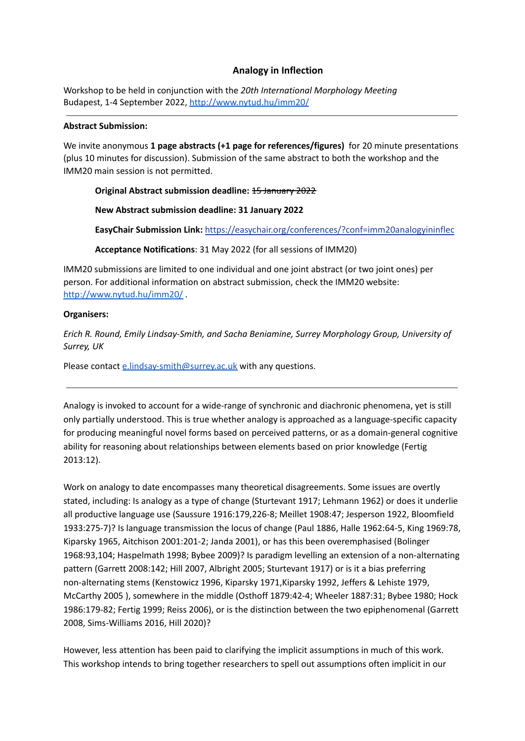## Analogy in Inflection

Workshop to be held in conjunction with the *20th International Morphology Meeting*
Budapest, 1-4 September 2022, http://www.nytud.hu/imm20/

---

**Abstract Submission:**

We invite anonymous **1 page abstracts (+1 page for references/figures)** for 20 minute presentations (plus 10 minutes for discussion). Submission of the same abstract to both the workshop and the IMM20 main session is not permitted.

> **Original Abstract submission deadline:** ~~15 January 2022~~
>
> **New Abstract submission deadline: 31 January 2022**
>
> **EasyChair Submission Link:** https://easychair.org/conferences/?conf=imm20analogyininflec
>
> **Acceptance Notifications**: 31 May 2022 (for all sessions of IMM20)

IMM20 submissions are limited to one individual and one joint abstract (or two joint ones) per person. For additional information on abstract submission, check the IMM20 website: http://www.nytud.hu/imm20/ .

**Organisers:**

*Erich R. Round, Emily Lindsay-Smith, and Sacha Beniamine, Surrey Morphology Group, University of Surrey, UK*

Please contact e.lindsay-smith@surrey.ac.uk with any questions.

---

Analogy is invoked to account for a wide-range of synchronic and diachronic phenomena, yet is still only partially understood. This is true whether analogy is approached as a language-specific capacity for producing meaningful novel forms based on perceived patterns, or as a domain-general cognitive ability for reasoning about relationships between elements based on prior knowledge (Fertig 2013:12).

Work on analogy to date encompasses many theoretical disagreements. Some issues are overtly stated, including: Is analogy as a type of change (Sturtevant 1917; Lehmann 1962) or does it underlie all productive language use (Saussure 1916:179,226-8; Meillet 1908:47; Jesperson 1922, Bloomfield 1933:275-7)? Is language transmission the locus of change (Paul 1886, Halle 1962:64-5, King 1969:78, Kiparsky 1965, Aitchison 2001:201-2; Janda 2001), or has this been overemphasised (Bolinger 1968:93,104; Haspelmath 1998; Bybee 2009)? Is paradigm levelling an extension of a non-alternating pattern (Garrett 2008:142; Hill 2007, Albright 2005; Sturtevant 1917) or is it a bias preferring non-alternating stems (Kenstowicz 1996, Kiparsky 1971,Kiparsky 1992, Jeffers & Lehiste 1979, McCarthy 2005 ), somewhere in the middle (Osthoff 1879:42-4; Wheeler 1887:31; Bybee 1980; Hock 1986:179-82; Fertig 1999; Reiss 2006), or is the distinction between the two epiphenomenal (Garrett 2008, Sims-Williams 2016, Hill 2020)?

However, less attention has been paid to clarifying the implicit assumptions in much of this work. This workshop intends to bring together researchers to spell out assumptions often implicit in our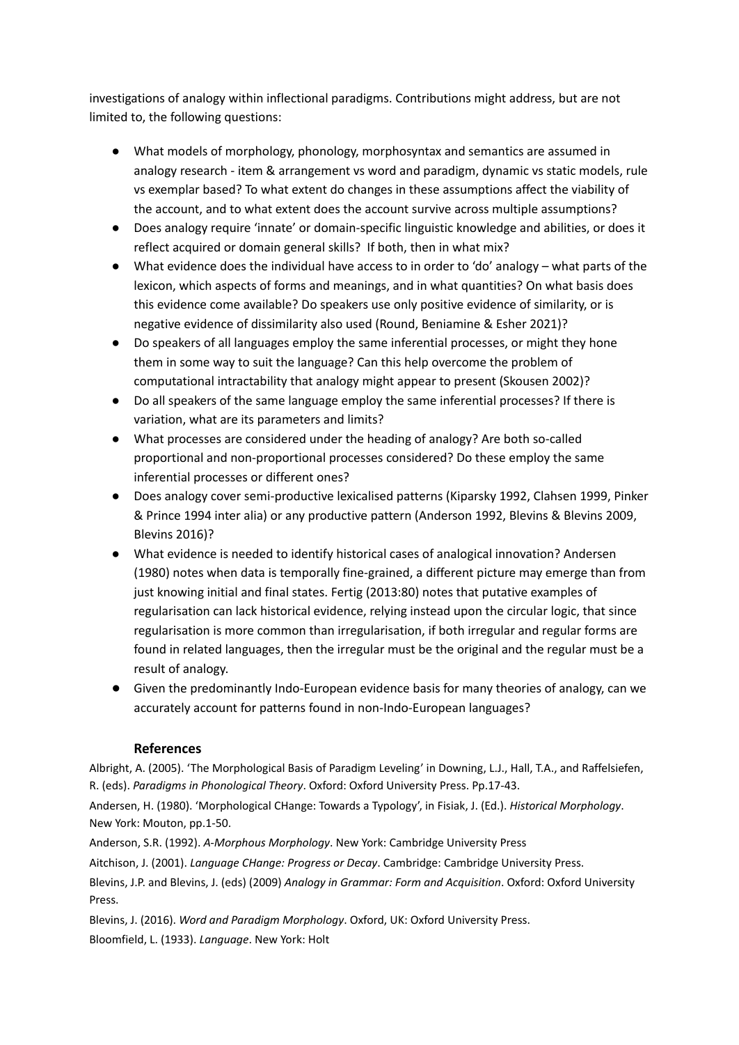investigations of analogy within inflectional paradigms. Contributions might address, but are not limited to, the following questions:

- What models of morphology, phonology, morphosyntax and semantics are assumed in analogy research - item & arrangement vs word and paradigm, dynamic vs static models, rule vs exemplar based? To what extent do changes in these assumptions affect the viability of the account, and to what extent does the account survive across multiple assumptions?
- Does analogy require 'innate' or domain-specific linguistic knowledge and abilities, or does it reflect acquired or domain general skills? If both, then in what mix?
- What evidence does the individual have access to in order to 'do' analogy – what parts of the lexicon, which aspects of forms and meanings, and in what quantities? On what basis does this evidence come available? Do speakers use only positive evidence of similarity, or is negative evidence of dissimilarity also used (Round, Beniamine & Esher 2021)?
- Do speakers of all languages employ the same inferential processes, or might they hone them in some way to suit the language? Can this help overcome the problem of computational intractability that analogy might appear to present (Skousen 2002)?
- Do all speakers of the same language employ the same inferential processes? If there is variation, what are its parameters and limits?
- What processes are considered under the heading of analogy? Are both so-called proportional and non-proportional processes considered? Do these employ the same inferential processes or different ones?
- Does analogy cover semi-productive lexicalised patterns (Kiparsky 1992, Clahsen 1999, Pinker & Prince 1994 inter alia) or any productive pattern (Anderson 1992, Blevins & Blevins 2009, Blevins 2016)?
- What evidence is needed to identify historical cases of analogical innovation? Andersen (1980) notes when data is temporally fine-grained, a different picture may emerge than from just knowing initial and final states. Fertig (2013:80) notes that putative examples of regularisation can lack historical evidence, relying instead upon the circular logic, that since regularisation is more common than irregularisation, if both irregular and regular forms are found in related languages, then the irregular must be the original and the regular must be a result of analogy.
- Given the predominantly Indo-European evidence basis for many theories of analogy, can we accurately account for patterns found in non-Indo-European languages?

## References

Albright, A. (2005). 'The Morphological Basis of Paradigm Leveling' in Downing, L.J., Hall, T.A., and Raffelsiefen, R. (eds). *Paradigms in Phonological Theory*. Oxford: Oxford University Press. Pp.17-43.

Andersen, H. (1980). 'Morphological CHange: Towards a Typology', in Fisiak, J. (Ed.). *Historical Morphology*. New York: Mouton, pp.1-50.

Anderson, S.R. (1992). *A-Morphous Morphology*. New York: Cambridge University Press

Aitchison, J. (2001). *Language CHange: Progress or Decay*. Cambridge: Cambridge University Press.

Blevins, J.P. and Blevins, J. (eds) (2009) *Analogy in Grammar: Form and Acquisition*. Oxford: Oxford University Press.

Blevins, J. (2016). *Word and Paradigm Morphology*. Oxford, UK: Oxford University Press.

Bloomfield, L. (1933). *Language*. New York: Holt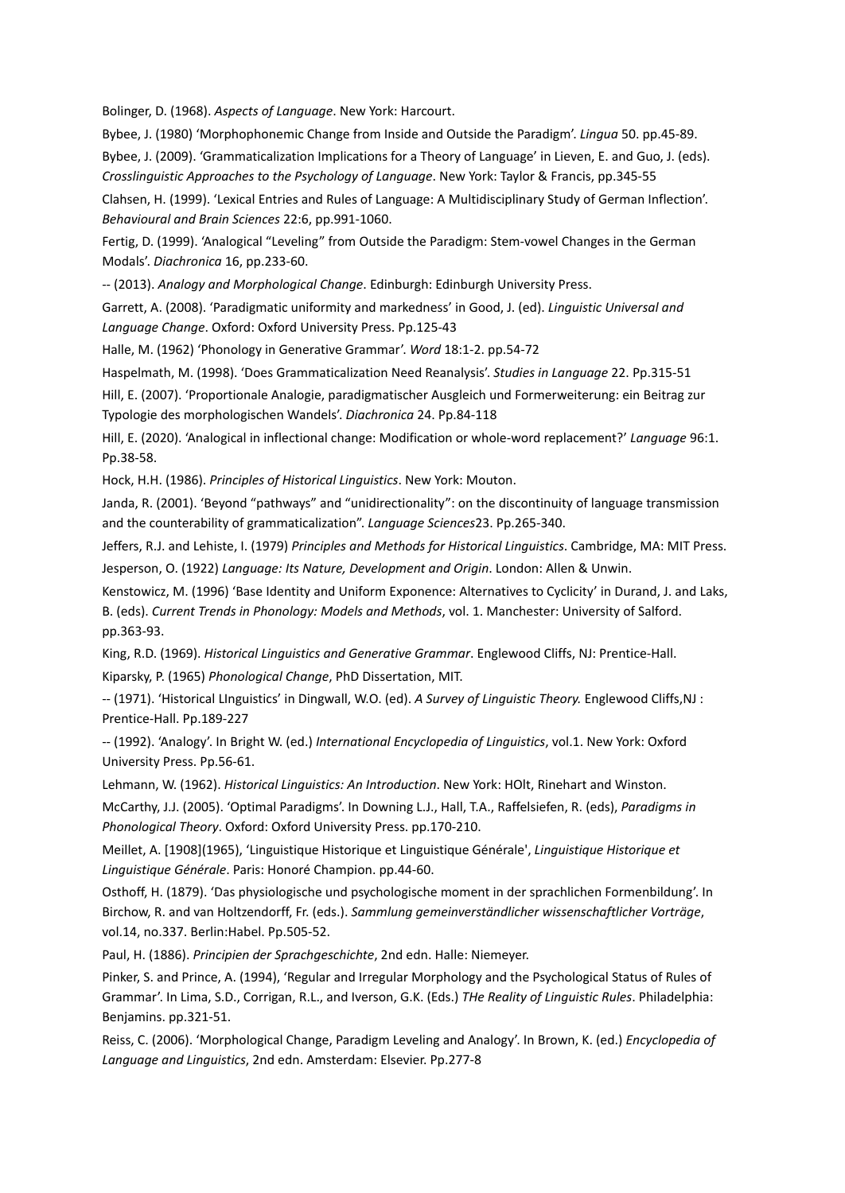Bolinger, D. (1968). *Aspects of Language*. New York: Harcourt.

Bybee, J. (1980) 'Morphophonemic Change from Inside and Outside the Paradigm'. *Lingua* 50. pp.45-89.

Bybee, J. (2009). 'Grammaticalization Implications for a Theory of Language' in Lieven, E. and Guo, J. (eds). *Crosslinguistic Approaches to the Psychology of Language*. New York: Taylor & Francis, pp.345-55

Clahsen, H. (1999). 'Lexical Entries and Rules of Language: A Multidisciplinary Study of German Inflection'. *Behavioural and Brain Sciences* 22:6, pp.991-1060.

Fertig, D. (1999). 'Analogical "Leveling" from Outside the Paradigm: Stem-vowel Changes in the German Modals'. *Diachronica* 16, pp.233-60.

-- (2013). *Analogy and Morphological Change*. Edinburgh: Edinburgh University Press.

Garrett, A. (2008). 'Paradigmatic uniformity and markedness' in Good, J. (ed). *Linguistic Universal and Language Change*. Oxford: Oxford University Press. Pp.125-43

Halle, M. (1962) 'Phonology in Generative Grammar'. *Word* 18:1-2. pp.54-72

Haspelmath, M. (1998). 'Does Grammaticalization Need Reanalysis'. *Studies in Language* 22. Pp.315-51

Hill, E. (2007). 'Proportionale Analogie, paradigmatischer Ausgleich und Formerweiterung: ein Beitrag zur Typologie des morphologischen Wandels'. *Diachronica* 24. Pp.84-118

Hill, E. (2020). 'Analogical in inflectional change: Modification or whole-word replacement?' *Language* 96:1. Pp.38-58.

Hock, H.H. (1986). *Principles of Historical Linguistics*. New York: Mouton.

Janda, R. (2001). 'Beyond "pathways" and "unidirectionality": on the discontinuity of language transmission and the counterability of grammaticalization". *Language Sciences*23. Pp.265-340.

Jeffers, R.J. and Lehiste, I. (1979) *Principles and Methods for Historical Linguistics*. Cambridge, MA: MIT Press.

Jesperson, O. (1922) *Language: Its Nature, Development and Origin*. London: Allen & Unwin.

Kenstowicz, M. (1996) 'Base Identity and Uniform Exponence: Alternatives to Cyclicity' in Durand, J. and Laks, B. (eds). *Current Trends in Phonology: Models and Methods*, vol. 1. Manchester: University of Salford. pp.363-93.

King, R.D. (1969). *Historical Linguistics and Generative Grammar*. Englewood Cliffs, NJ: Prentice-Hall.

Kiparsky, P. (1965) *Phonological Change*, PhD Dissertation, MIT.

-- (1971). 'Historical LInguistics' in Dingwall, W.O. (ed). *A Survey of Linguistic Theory.* Englewood Cliffs,NJ : Prentice-Hall. Pp.189-227

-- (1992). 'Analogy'. In Bright W. (ed.) *International Encyclopedia of Linguistics*, vol.1. New York: Oxford University Press. Pp.56-61.

Lehmann, W. (1962). *Historical Linguistics: An Introduction*. New York: HOlt, Rinehart and Winston.

McCarthy, J.J. (2005). 'Optimal Paradigms'. In Downing L.J., Hall, T.A., Raffelsiefen, R. (eds), *Paradigms in Phonological Theory*. Oxford: Oxford University Press. pp.170-210.

Meillet, A. [1908](1965), 'Linguistique Historique et Linguistique Générale', *Linguistique Historique et Linguistique Générale*. Paris: Honoré Champion. pp.44-60.

Osthoff, H. (1879). 'Das physiologische und psychologische moment in der sprachlichen Formenbildung'. In Birchow, R. and van Holtzendorff, Fr. (eds.). *Sammlung gemeinverständlicher wissenschaftlicher Vorträge*, vol.14, no.337. Berlin:Habel. Pp.505-52.

Paul, H. (1886). *Principien der Sprachgeschichte*, 2nd edn. Halle: Niemeyer.

Pinker, S. and Prince, A. (1994), 'Regular and Irregular Morphology and the Psychological Status of Rules of Grammar'. In Lima, S.D., Corrigan, R.L., and Iverson, G.K. (Eds.) *THe Reality of Linguistic Rules*. Philadelphia: Benjamins. pp.321-51.

Reiss, C. (2006). 'Morphological Change, Paradigm Leveling and Analogy'. In Brown, K. (ed.) *Encyclopedia of Language and Linguistics*, 2nd edn. Amsterdam: Elsevier. Pp.277-8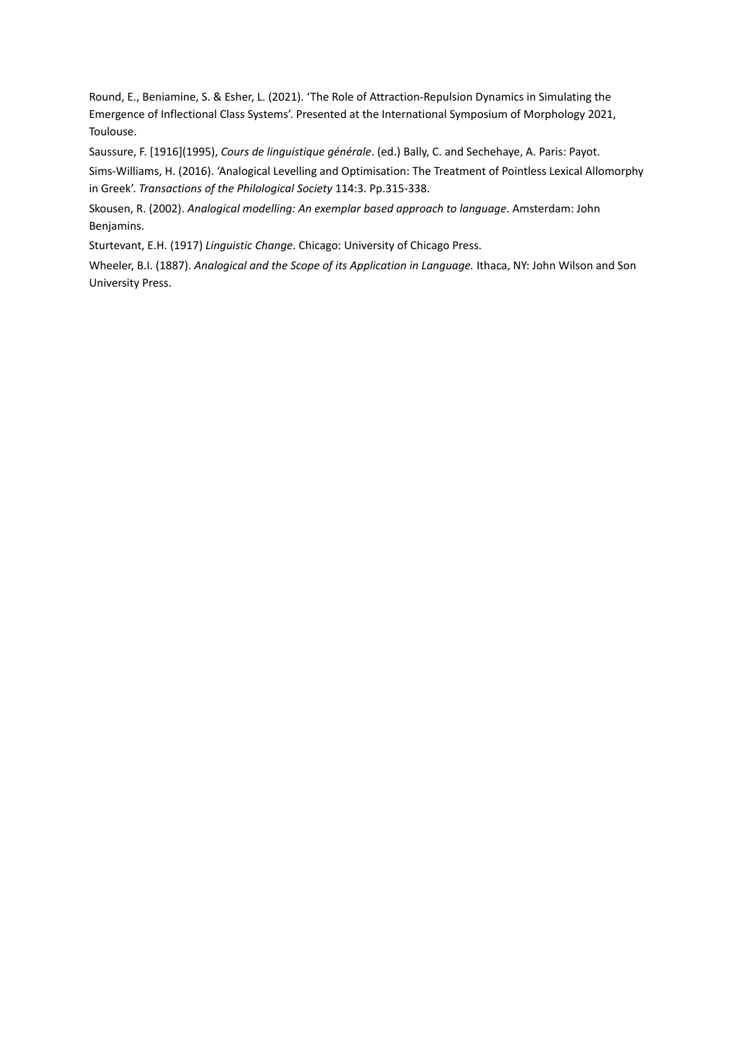Round, E., Beniamine, S. & Esher, L. (2021). 'The Role of Attraction-Repulsion Dynamics in Simulating the Emergence of Inflectional Class Systems'. Presented at the International Symposium of Morphology 2021, Toulouse.

Saussure, F. [1916](1995), *Cours de linguistique générale*. (ed.) Bally, C. and Sechehaye, A. Paris: Payot.

Sims-Williams, H. (2016). 'Analogical Levelling and Optimisation: The Treatment of Pointless Lexical Allomorphy in Greek'. *Transactions of the Philological Society* 114:3. Pp.315-338.

Skousen, R. (2002). *Analogical modelling: An exemplar based approach to language*. Amsterdam: John Benjamins.

Sturtevant, E.H. (1917) *Linguistic Change*. Chicago: University of Chicago Press.

Wheeler, B.I. (1887). *Analogical and the Scope of its Application in Language.* Ithaca, NY: John Wilson and Son University Press.